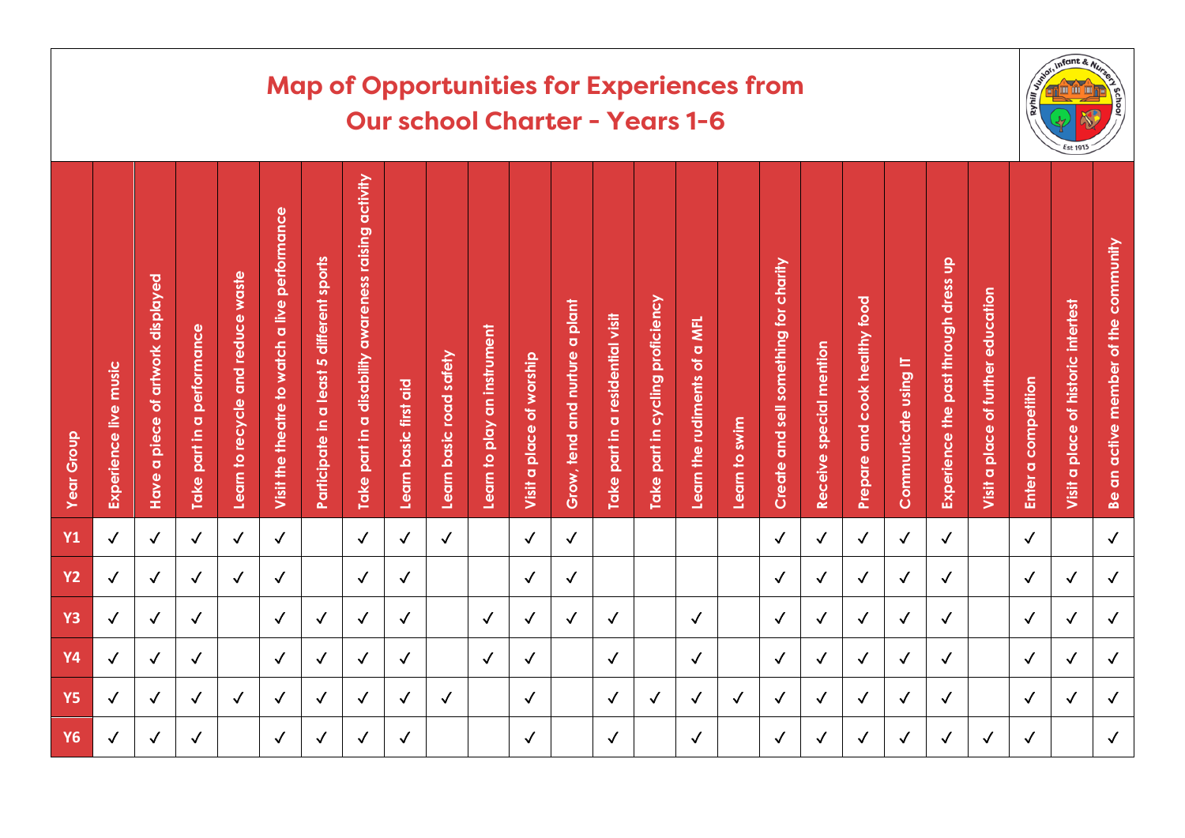# Map of Opportunities for Experiences from Our school Charter - Years 1-6

| Year Group | Experience live music | Have a piece of artwork displayed | Take part in a performance | Learn to recycle and reduce waste | Visit the theatre to watch a live performance | Participate in a least 5 different sports | Take part in a disability awareness raising activity | Learn basic first aid | Learn basic road safety | Learn to play an instrument | Visit a place of worship | Grow, tend and nurture a plant | Take part in a residential visit | Take part in cycling proficiency | Learn the rudiments of a MFL | Learn to swim | Create and sell something for charity | Receive special mention | Prepare and cook healthy food | Communicate using IT | Experience the past through dress up | Visit a place of further education | Enter a competition | Visit a place of historic intertest | Be an active member of the community |
|---|---|---|---|---|---|---|---|---|---|---|---|---|---|---|---|---|---|---|---|---|---|---|---|---|---|
| Y1 | ✓ | ✓ | ✓ | ✓ | ✓ | | ✓ | ✓ | ✓ | | ✓ | ✓ | | | | | ✓ | ✓ | ✓ | ✓ | ✓ | | ✓ | | ✓ |
| Y2 | ✓ | ✓ | ✓ | ✓ | ✓ | | ✓ | ✓ | | | ✓ | ✓ | | | | | ✓ | ✓ | ✓ | ✓ | ✓ | | ✓ | ✓ | ✓ |
| Y3 | ✓ | ✓ | ✓ | | ✓ | ✓ | ✓ | ✓ | | ✓ | ✓ | ✓ | ✓ | | ✓ | | ✓ | ✓ | ✓ | ✓ | ✓ | | ✓ | ✓ | ✓ |
| Y4 | ✓ | ✓ | ✓ | | ✓ | ✓ | ✓ | ✓ | | ✓ | ✓ | | ✓ | | ✓ | | ✓ | ✓ | ✓ | ✓ | ✓ | | ✓ | ✓ | ✓ |
| Y5 | ✓ | ✓ | ✓ | ✓ | ✓ | ✓ | ✓ | ✓ | ✓ | | ✓ | | ✓ | ✓ | ✓ | ✓ | ✓ | ✓ | ✓ | ✓ | ✓ | | ✓ | ✓ | ✓ |
| Y6 | ✓ | ✓ | ✓ | | ✓ | ✓ | ✓ | ✓ | | | ✓ | | ✓ | | ✓ | | ✓ | ✓ | ✓ | ✓ | ✓ | ✓ | ✓ | | ✓ |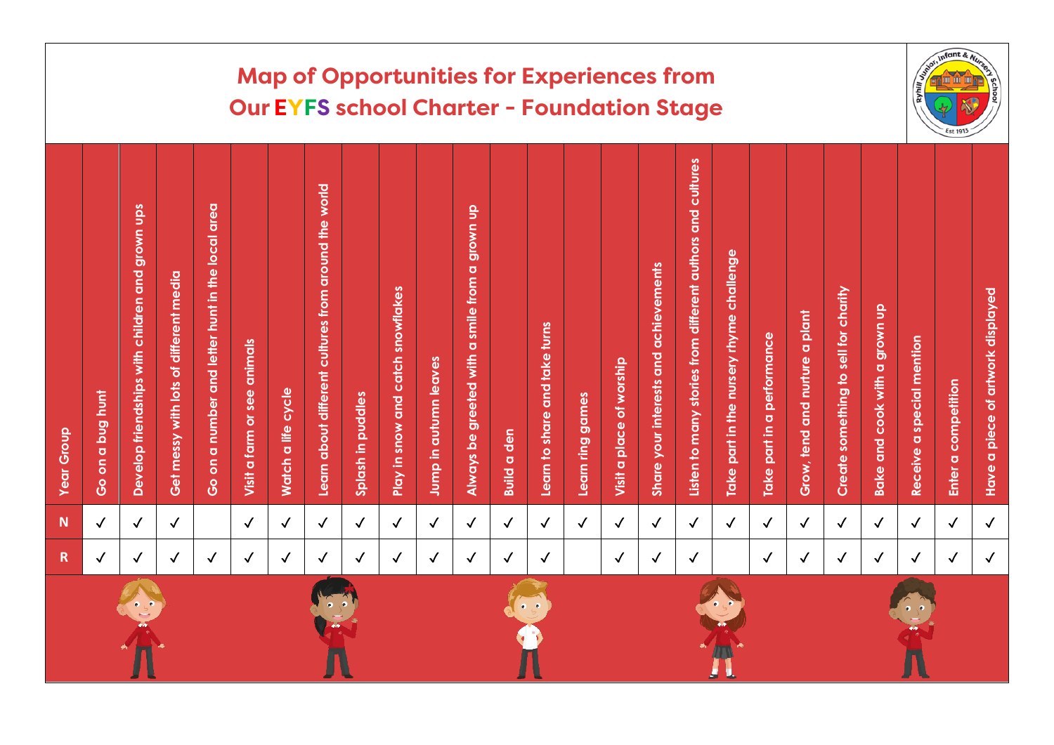# Map of Opportunities for Experiences from Our EYFS school Charter - Foundation Stage

| Year Group | Go on a bug hunt | Develop friendships with children and grown ups | Get messy with lots of different media | Go on a number and letter hunt in the local area | Visit a farm or see animals | Watch a life cycle | Learn about different cultures from around the world | Splash in puddles | Play in snow and catch snowflakes | Jump in autumn leaves | Always be greeted with a smile from a grown up | Build a den | Learn to share and take turns | Learn ring games | Visit a place of worship | Share your interests and achievements | Listen to many stories from different authors and cultures | Take part in the nursery rhyme challenge | Take part in a performance | Grow, tend and nurture a plant | Create something to sell for charity | Bake and cook with a grown up | Receive a special mention | Enter a competition | Have a piece of artwork displayed |
|---|---|---|---|---|---|---|---|---|---|---|---|---|---|---|---|---|---|---|---|---|---|---|---|---|---|
| N | ✓ | ✓ | ✓ | | ✓ | ✓ | ✓ | ✓ | ✓ | ✓ | ✓ | ✓ | ✓ | ✓ | ✓ | ✓ | ✓ | ✓ | ✓ | ✓ | ✓ | ✓ | ✓ | ✓ | ✓ |
| R | ✓ | ✓ | ✓ | ✓ | ✓ | ✓ | ✓ | ✓ | ✓ | ✓ | ✓ | ✓ | ✓ | | ✓ | ✓ | ✓ | | ✓ | ✓ | ✓ | ✓ | ✓ | ✓ | ✓ |